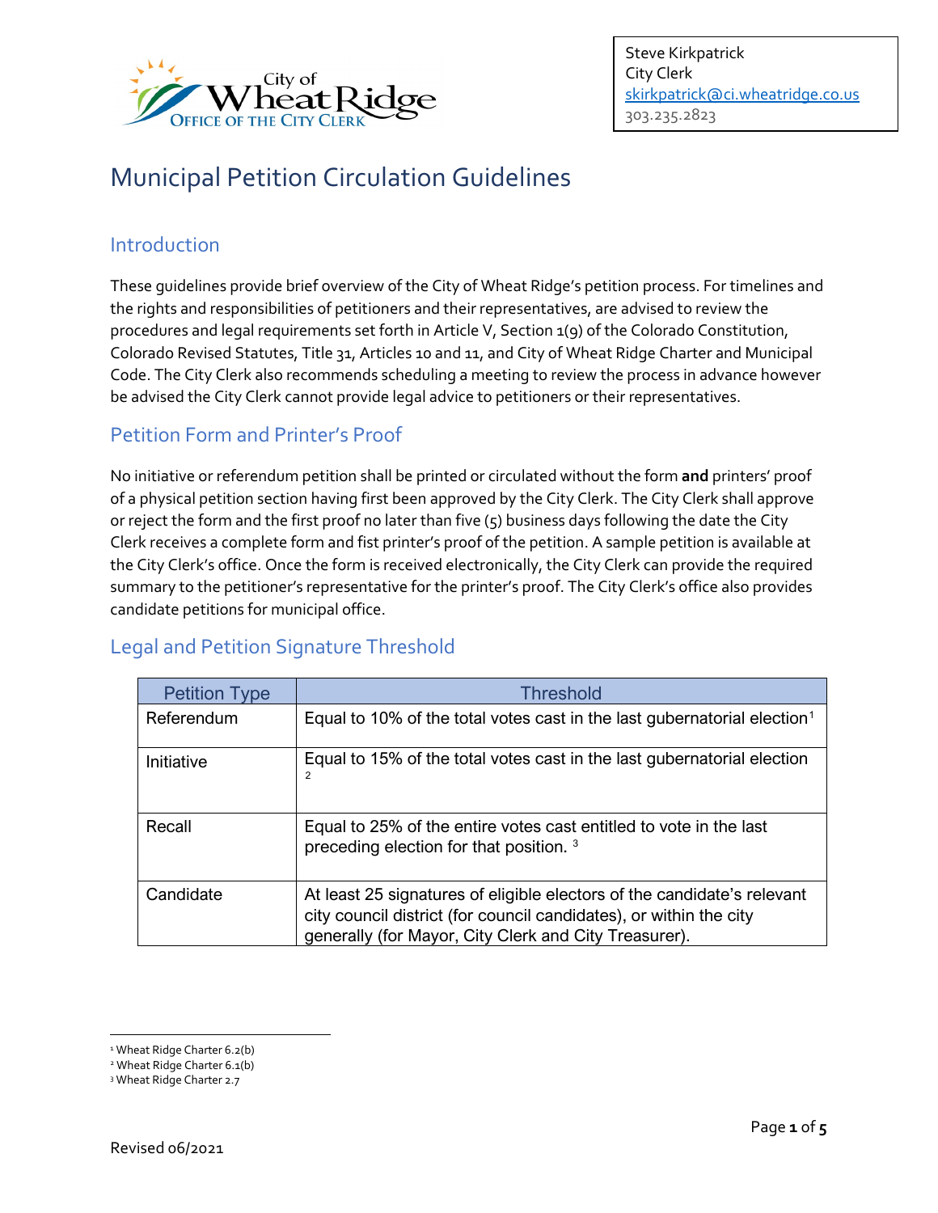Steve Kirkpatrick
City Clerk
skirkpatrick@ci.wheatridge.co.us
303.235.2823

# Municipal Petition Circulation Guidelines

## Introduction

These guidelines provide brief overview of the City of Wheat Ridge's petition process. For timelines and the rights and responsibilities of petitioners and their representatives, are advised to review the procedures and legal requirements set forth in Article V, Section 1(9) of the Colorado Constitution, Colorado Revised Statutes, Title 31, Articles 10 and 11, and City of Wheat Ridge Charter and Municipal Code. The City Clerk also recommends scheduling a meeting to review the process in advance however be advised the City Clerk cannot provide legal advice to petitioners or their representatives.

## Petition Form and Printer's Proof

No initiative or referendum petition shall be printed or circulated without the form **and** printers' proof of a physical petition section having first been approved by the City Clerk. The City Clerk shall approve or reject the form and the first proof no later than five (5) business days following the date the City Clerk receives a complete form and fist printer's proof of the petition. A sample petition is available at the City Clerk's office. Once the form is received electronically, the City Clerk can provide the required summary to the petitioner's representative for the printer's proof. The City Clerk's office also provides candidate petitions for municipal office.

## Legal and Petition Signature Threshold

| Petition Type | Threshold |
|---|---|
| Referendum | Equal to 10% of the total votes cast in the last gubernatorial election[1] |
| Initiative | Equal to 15% of the total votes cast in the last gubernatorial election [2] |
| Recall | Equal to 25% of the entire votes cast entitled to vote in the last preceding election for that position. [3] |
| Candidate | At least 25 signatures of eligible electors of the candidate's relevant city council district (for council candidates), or within the city generally (for Mayor, City Clerk and City Treasurer). |

[1] Wheat Ridge Charter 6.2(b)
[2] Wheat Ridge Charter 6.1(b)
[3] Wheat Ridge Charter 2.7

Revised 06/2021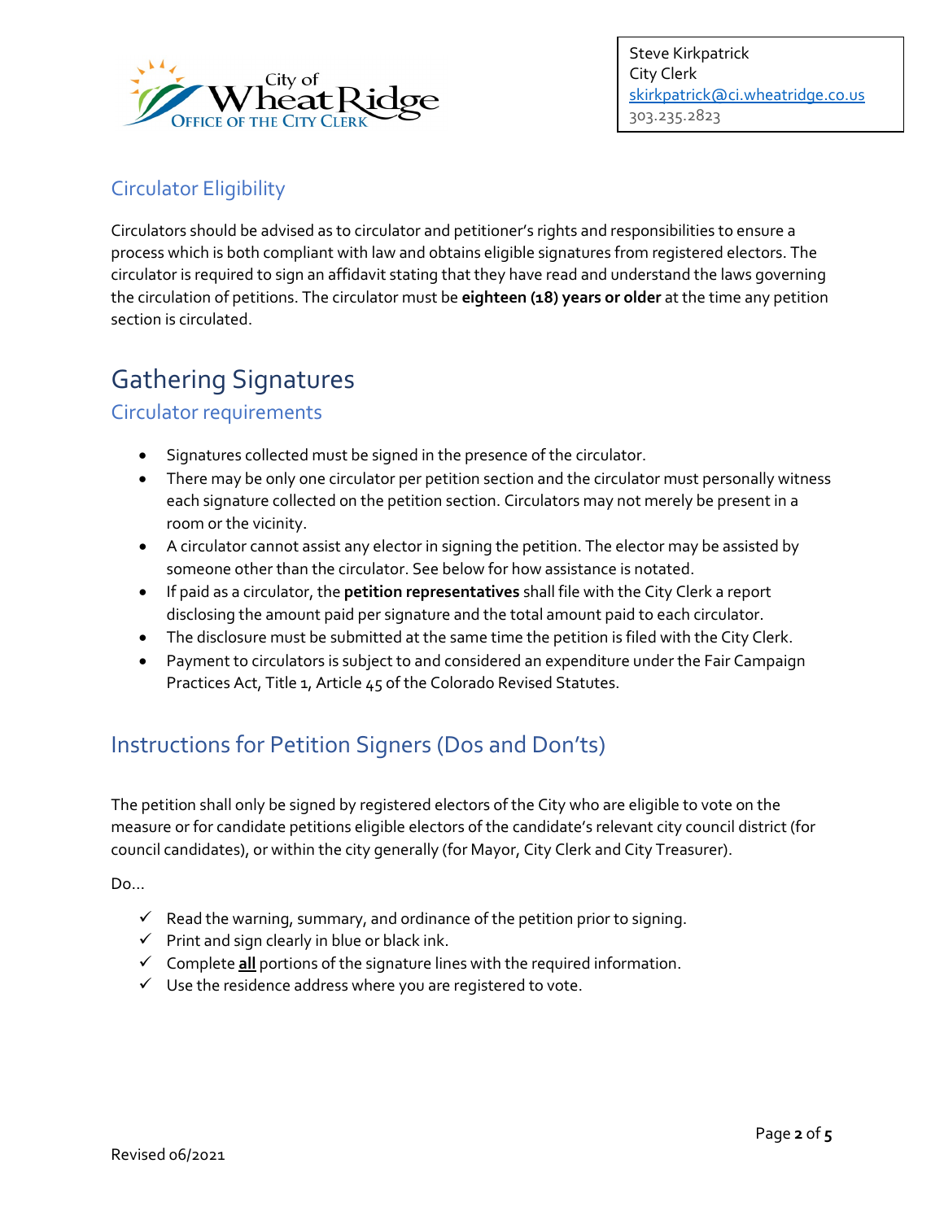## Circulator Eligibility

Circulators should be advised as to circulator and petitioner's rights and responsibilities to ensure a process which is both compliant with law and obtains eligible signatures from registered electors. The circulator is required to sign an affidavit stating that they have read and understand the laws governing the circulation of petitions. The circulator must be **eighteen (18) years or older** at the time any petition section is circulated.

# Gathering Signatures

## Circulator requirements

- Signatures collected must be signed in the presence of the circulator.
- There may be only one circulator per petition section and the circulator must personally witness each signature collected on the petition section. Circulators may not merely be present in a room or the vicinity.
- A circulator cannot assist any elector in signing the petition. The elector may be assisted by someone other than the circulator. See below for how assistance is notated.
- If paid as a circulator, the **petition representatives** shall file with the City Clerk a report disclosing the amount paid per signature and the total amount paid to each circulator.
- The disclosure must be submitted at the same time the petition is filed with the City Clerk.
- Payment to circulators is subject to and considered an expenditure under the Fair Campaign Practices Act, Title 1, Article 45 of the Colorado Revised Statutes.

## Instructions for Petition Signers (Dos and Don'ts)

The petition shall only be signed by registered electors of the City who are eligible to vote on the measure or for candidate petitions eligible electors of the candidate's relevant city council district (for council candidates), or within the city generally (for Mayor, City Clerk and City Treasurer).

Do…

- ✓ Read the warning, summary, and ordinance of the petition prior to signing.
- ✓ Print and sign clearly in blue or black ink.
- ✓ Complete **all** portions of the signature lines with the required information.
- ✓ Use the residence address where you are registered to vote.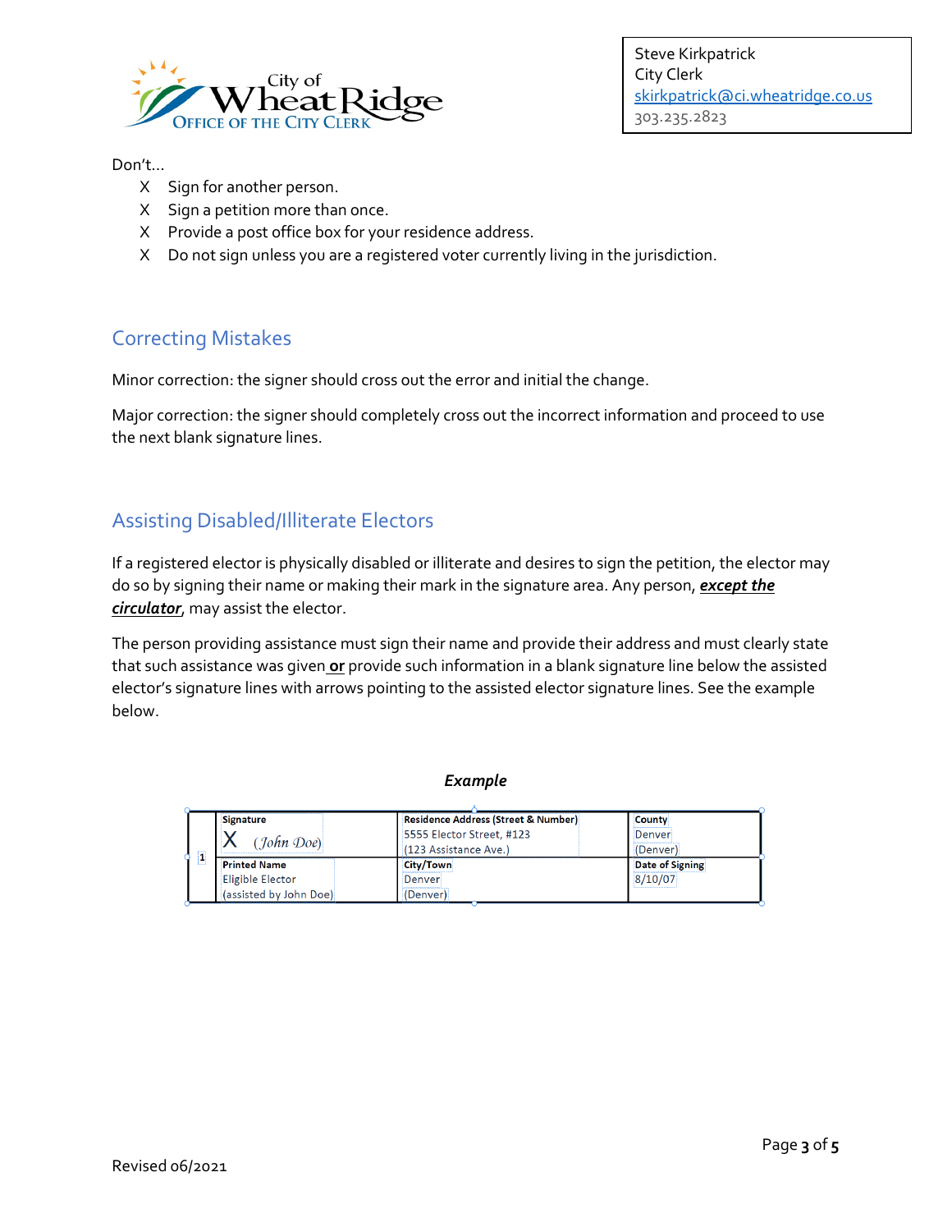Steve Kirkpatrick
City Clerk
skirkpatrick@ci.wheatridge.co.us
303.235.2823

Don't…

- X Sign for another person.
- X Sign a petition more than once.
- X Provide a post office box for your residence address.
- X Do not sign unless you are a registered voter currently living in the jurisdiction.

## Correcting Mistakes

Minor correction: the signer should cross out the error and initial the change.

Major correction: the signer should completely cross out the incorrect information and proceed to use the next blank signature lines.

## Assisting Disabled/Illiterate Electors

If a registered elector is physically disabled or illiterate and desires to sign the petition, the elector may do so by signing their name or making their mark in the signature area. Any person, ***except the circulator***, may assist the elector.

The person providing assistance must sign their name and provide their address and must clearly state that such assistance was given **or** provide such information in a blank signature line below the assisted elector's signature lines with arrows pointing to the assisted elector signature lines. See the example below.

***Example***

| | | | |
|---|---|---|---|
| 1 | **Signature**<br>X (*John Doe*) | **Residence Address (Street & Number)**<br>5555 Elector Street, #123<br>(123 Assistance Ave.) | **County**<br>Denver<br>(Denver) |
| | **Printed Name**<br>Eligible Elector<br>(assisted by John Doe) | **City/Town**<br>Denver<br>(Denver) | **Date of Signing**<br>8/10/07 |

Revised 06/2021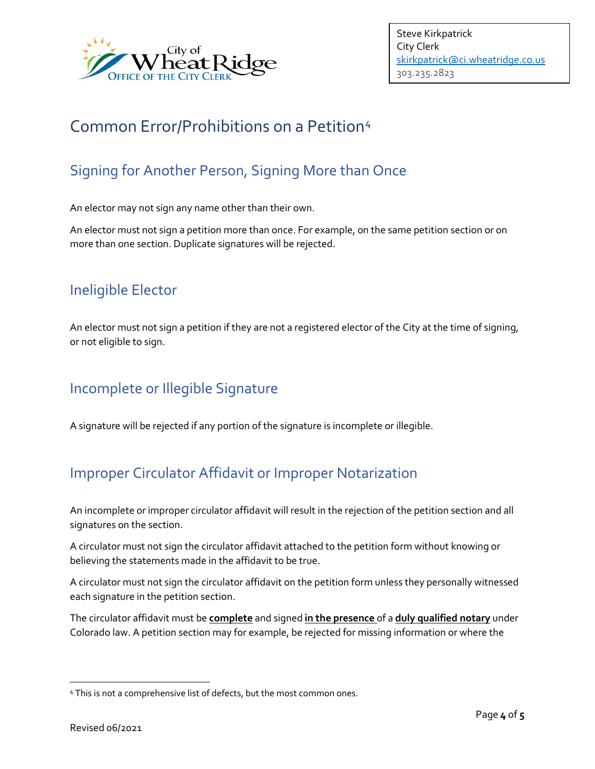Steve Kirkpatrick
City Clerk
skirkpatrick@ci.wheatridge.co.us
303.235.2823

# Common Error/Prohibitions on a Petition[4]

## Signing for Another Person, Signing More than Once

An elector may not sign any name other than their own.

An elector must not sign a petition more than once. For example, on the same petition section or on more than one section. Duplicate signatures will be rejected.

## Ineligible Elector

An elector must not sign a petition if they are not a registered elector of the City at the time of signing, or not eligible to sign.

## Incomplete or Illegible Signature

A signature will be rejected if any portion of the signature is incomplete or illegible.

## Improper Circulator Affidavit or Improper Notarization

An incomplete or improper circulator affidavit will result in the rejection of the petition section and all signatures on the section.

A circulator must not sign the circulator affidavit attached to the petition form without knowing or believing the statements made in the affidavit to be true.

A circulator must not sign the circulator affidavit on the petition form unless they personally witnessed each signature in the petition section.

The circulator affidavit must be **complete** and signed **in the presence** of a **duly qualified notary** under Colorado law. A petition section may for example, be rejected for missing information or where the

[4] This is not a comprehensive list of defects, but the most common ones.

Revised 06/2021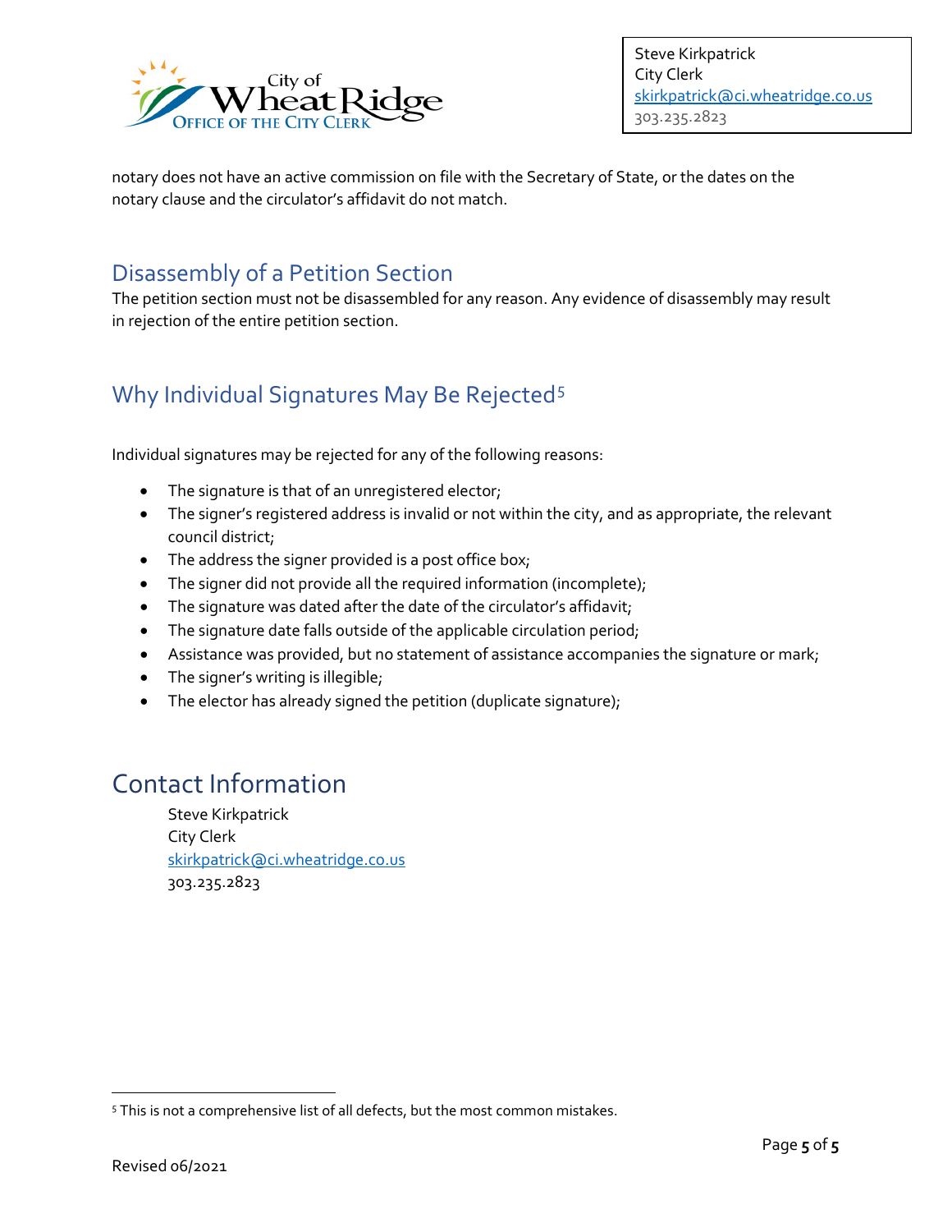notary does not have an active commission on file with the Secretary of State, or the dates on the notary clause and the circulator's affidavit do not match.

## Disassembly of a Petition Section

The petition section must not be disassembled for any reason. Any evidence of disassembly may result in rejection of the entire petition section.

## Why Individual Signatures May Be Rejected[5]

Individual signatures may be rejected for any of the following reasons:

- The signature is that of an unregistered elector;
- The signer's registered address is invalid or not within the city, and as appropriate, the relevant council district;
- The address the signer provided is a post office box;
- The signer did not provide all the required information (incomplete);
- The signature was dated after the date of the circulator's affidavit;
- The signature date falls outside of the applicable circulation period;
- Assistance was provided, but no statement of assistance accompanies the signature or mark;
- The signer's writing is illegible;
- The elector has already signed the petition (duplicate signature);

# Contact Information

Steve Kirkpatrick
City Clerk
skirkpatrick@ci.wheatridge.co.us
303.235.2823

[5] This is not a comprehensive list of all defects, but the most common mistakes.

Revised 06/2021